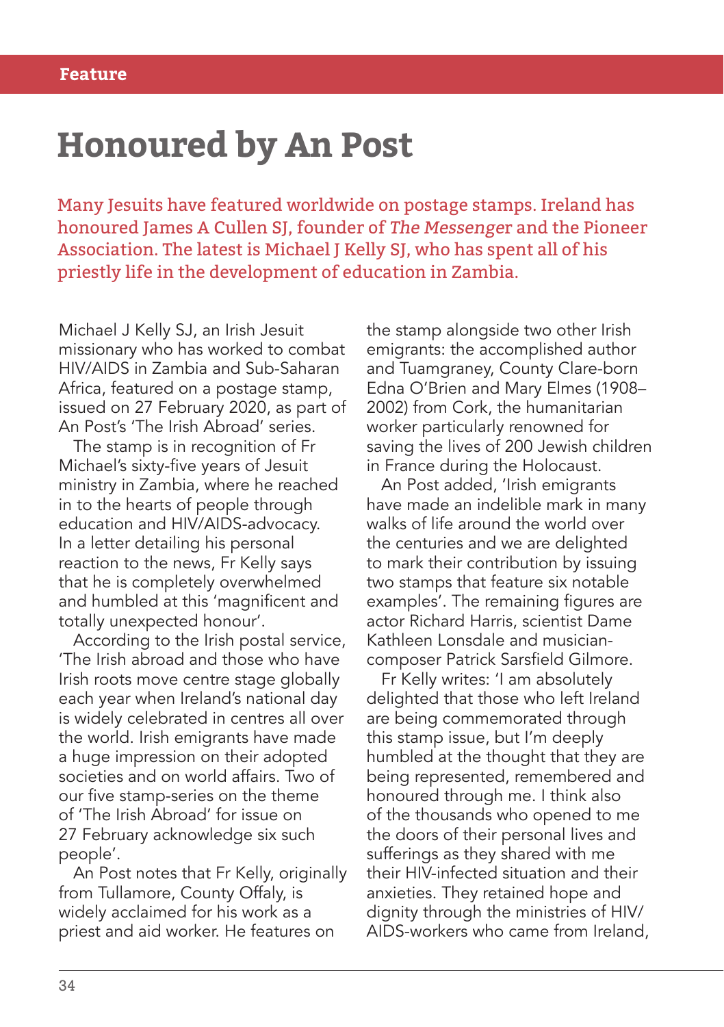# Honoured by An Post

Many Jesuits have featured worldwide on postage stamps. Ireland has honoured James A Cullen SJ, founder of *The Messenger* and the Pioneer Association. The latest is Michael J Kelly SJ, who has spent all of his priestly life in the development of education in Zambia.

Michael J Kelly SJ, an Irish Jesuit missionary who has worked to combat HIV/AIDS in Zambia and Sub-Saharan Africa, featured on a postage stamp, issued on 27 February 2020, as part of An Post's 'The Irish Abroad' series.

The stamp is in recognition of Fr Michael's sixty-five years of Jesuit ministry in Zambia, where he reached in to the hearts of people through education and HIV/AIDS-advocacy. In a letter detailing his personal reaction to the news, Fr Kelly says that he is completely overwhelmed and humbled at this 'magnificent and totally unexpected honour'.

According to the Irish postal service, 'The Irish abroad and those who have Irish roots move centre stage globally each year when Ireland's national day is widely celebrated in centres all over the world. Irish emigrants have made a huge impression on their adopted societies and on world affairs. Two of our five stamp-series on the theme of 'The Irish Abroad' for issue on 27 February acknowledge six such people'.

An Post notes that Fr Kelly, originally from Tullamore, County Offaly, is widely acclaimed for his work as a priest and aid worker. He features on the stamp alongside two other Irish emigrants: the accomplished author and Tuamgraney, County Clare-born Edna O'Brien and Mary Elmes (1908–2002) from Cork, the humanitarian worker particularly renowned for saving the lives of 200 Jewish children in France during the Holocaust.

An Post added, 'Irish emigrants have made an indelible mark in many walks of life around the world over the centuries and we are delighted to mark their contribution by issuing two stamps that feature six notable examples'. The remaining figures are actor Richard Harris, scientist Dame Kathleen Lonsdale and musician-composer Patrick Sarsfield Gilmore.

Fr Kelly writes: 'I am absolutely delighted that those who left Ireland are being commemorated through this stamp issue, but I'm deeply humbled at the thought that they are being represented, remembered and honoured through me. I think also of the thousands who opened to me the doors of their personal lives and sufferings as they shared with me their HIV-infected situation and their anxieties. They retained hope and dignity through the ministries of HIV/AIDS-workers who came from Ireland,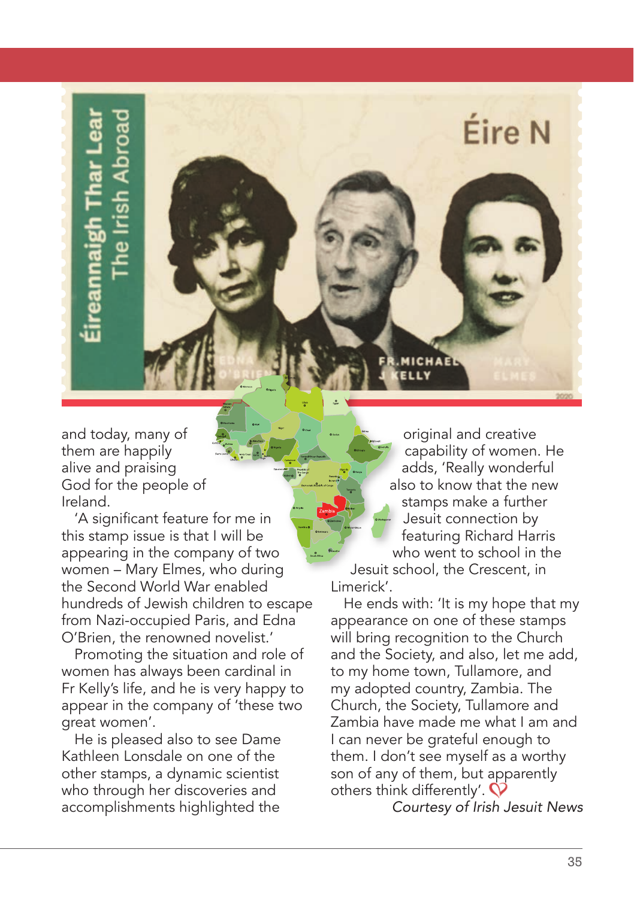and today, many of them are happily alive and praising God for the people of Ireland.

'A significant feature for me in this stamp issue is that I will be appearing in the company of two women – Mary Elmes, who during the Second World War enabled hundreds of Jewish children to escape from Nazi-occupied Paris, and Edna O'Brien, the renowned novelist.'

Promoting the situation and role of women has always been cardinal in Fr Kelly's life, and he is very happy to appear in the company of 'these two great women'.

He is pleased also to see Dame Kathleen Lonsdale on one of the other stamps, a dynamic scientist who through her discoveries and accomplishments highlighted the original and creative capability of women. He adds, 'Really wonderful also to know that the new stamps make a further Jesuit connection by featuring Richard Harris who went to school in the Jesuit school, the Crescent, in Limerick'.

He ends with: 'It is my hope that my appearance on one of these stamps will bring recognition to the Church and the Society, and also, let me add, to my home town, Tullamore, and my adopted country, Zambia. The Church, the Society, Tullamore and Zambia have made me what I am and I can never be grateful enough to them. I don't see myself as a worthy son of any of them, but apparently others think differently'.

*Courtesy of Irish Jesuit News*